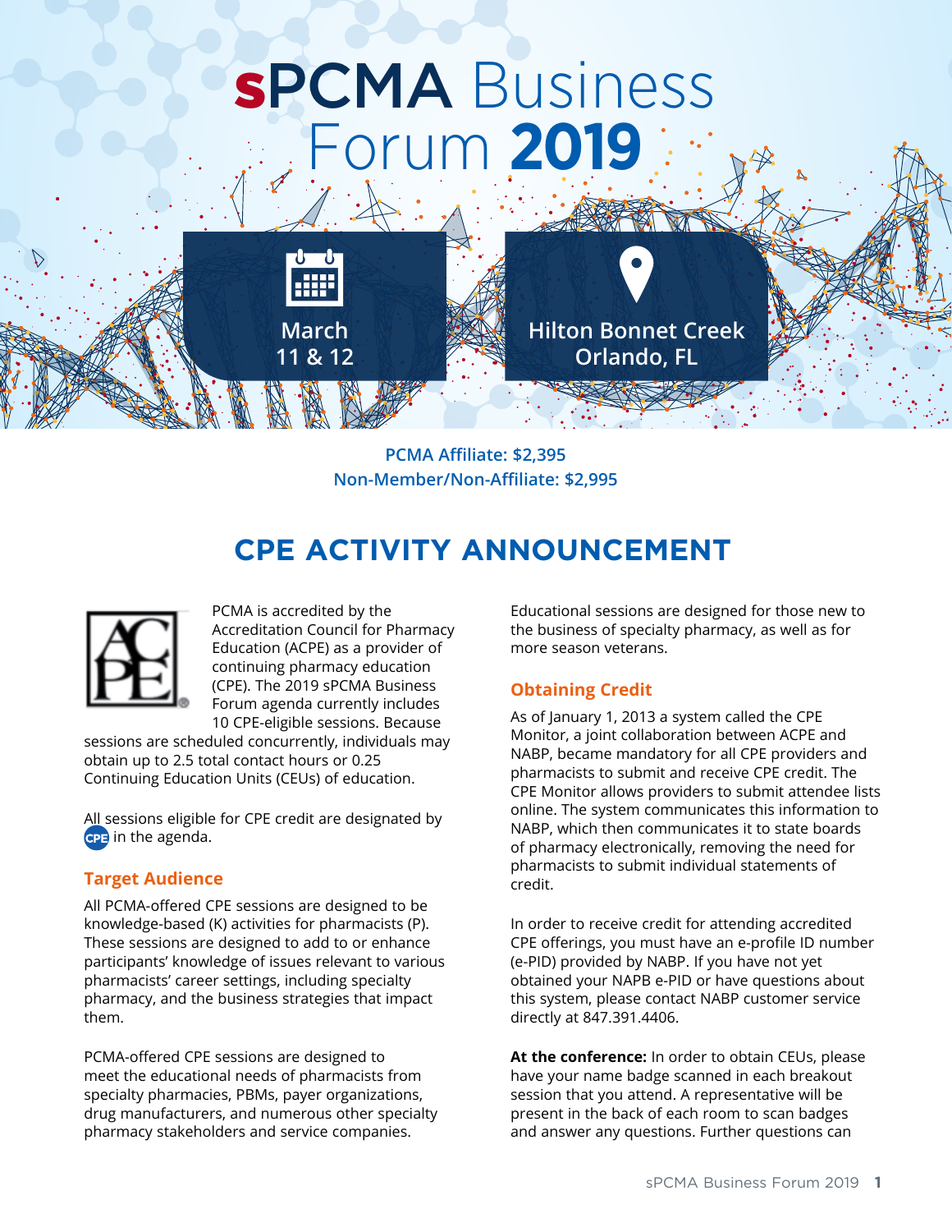# sPCMA Business Forum 2019

March 11 & 12

Hilton Bonnet Creek Orlando, FL

PCMA Affiliate: $2,395
Non-Member/Non-Affiliate: $2,995

## CPE ACTIVITY ANNOUNCEMENT

PCMA is accredited by the Accreditation Council for Pharmacy Education (ACPE) as a provider of continuing pharmacy education (CPE). The 2019 sPCMA Business Forum agenda currently includes 10 CPE-eligible sessions. Because sessions are scheduled concurrently, individuals may obtain up to 2.5 total contact hours or 0.25 Continuing Education Units (CEUs) of education.

All sessions eligible for CPE credit are designated by CPE in the agenda.

### Target Audience

All PCMA-offered CPE sessions are designed to be knowledge-based (K) activities for pharmacists (P). These sessions are designed to add to or enhance participants' knowledge of issues relevant to various pharmacists' career settings, including specialty pharmacy, and the business strategies that impact them.

PCMA-offered CPE sessions are designed to meet the educational needs of pharmacists from specialty pharmacies, PBMs, payer organizations, drug manufacturers, and numerous other specialty pharmacy stakeholders and service companies.

Educational sessions are designed for those new to the business of specialty pharmacy, as well as for more season veterans.

### Obtaining Credit

As of January 1, 2013 a system called the CPE Monitor, a joint collaboration between ACPE and NABP, became mandatory for all CPE providers and pharmacists to submit and receive CPE credit. The CPE Monitor allows providers to submit attendee lists online. The system communicates this information to NABP, which then communicates it to state boards of pharmacy electronically, removing the need for pharmacists to submit individual statements of credit.

In order to receive credit for attending accredited CPE offerings, you must have an e-profile ID number (e-PID) provided by NABP. If you have not yet obtained your NAPB e-PID or have questions about this system, please contact NABP customer service directly at 847.391.4406.

**At the conference:** In order to obtain CEUs, please have your name badge scanned in each breakout session that you attend. A representative will be present in the back of each room to scan badges and answer any questions. Further questions can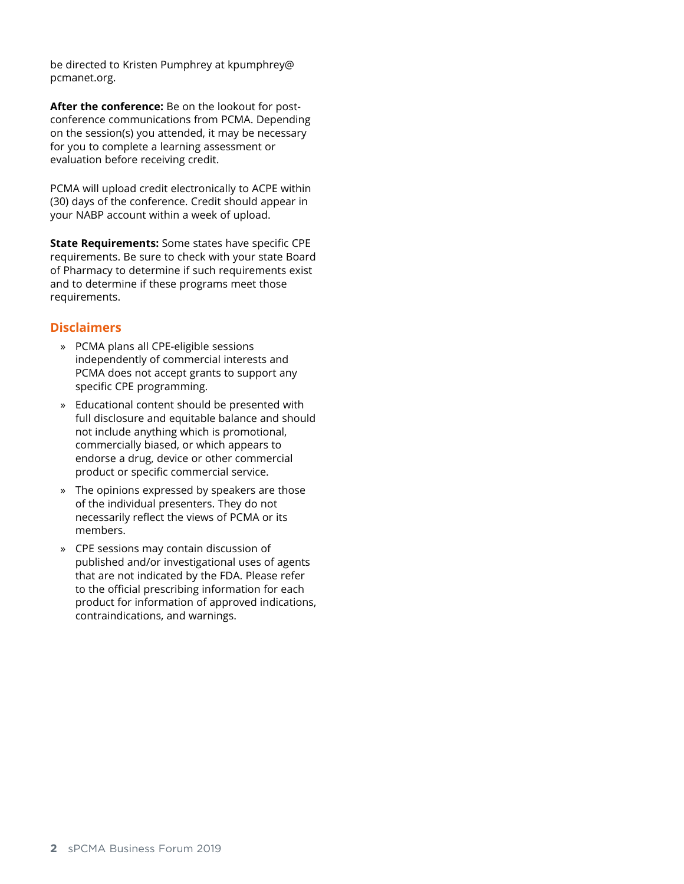be directed to Kristen Pumphrey at kpumphrey@pcmanet.org.

**After the conference:** Be on the lookout for post-conference communications from PCMA. Depending on the session(s) you attended, it may be necessary for you to complete a learning assessment or evaluation before receiving credit.

PCMA will upload credit electronically to ACPE within (30) days of the conference. Credit should appear in your NABP account within a week of upload.

**State Requirements:** Some states have specific CPE requirements. Be sure to check with your state Board of Pharmacy to determine if such requirements exist and to determine if these programs meet those requirements.

## Disclaimers

- PCMA plans all CPE-eligible sessions independently of commercial interests and PCMA does not accept grants to support any specific CPE programming.
- Educational content should be presented with full disclosure and equitable balance and should not include anything which is promotional, commercially biased, or which appears to endorse a drug, device or other commercial product or specific commercial service.
- The opinions expressed by speakers are those of the individual presenters. They do not necessarily reflect the views of PCMA or its members.
- CPE sessions may contain discussion of published and/or investigational uses of agents that are not indicated by the FDA. Please refer to the official prescribing information for each product for information of approved indications, contraindications, and warnings.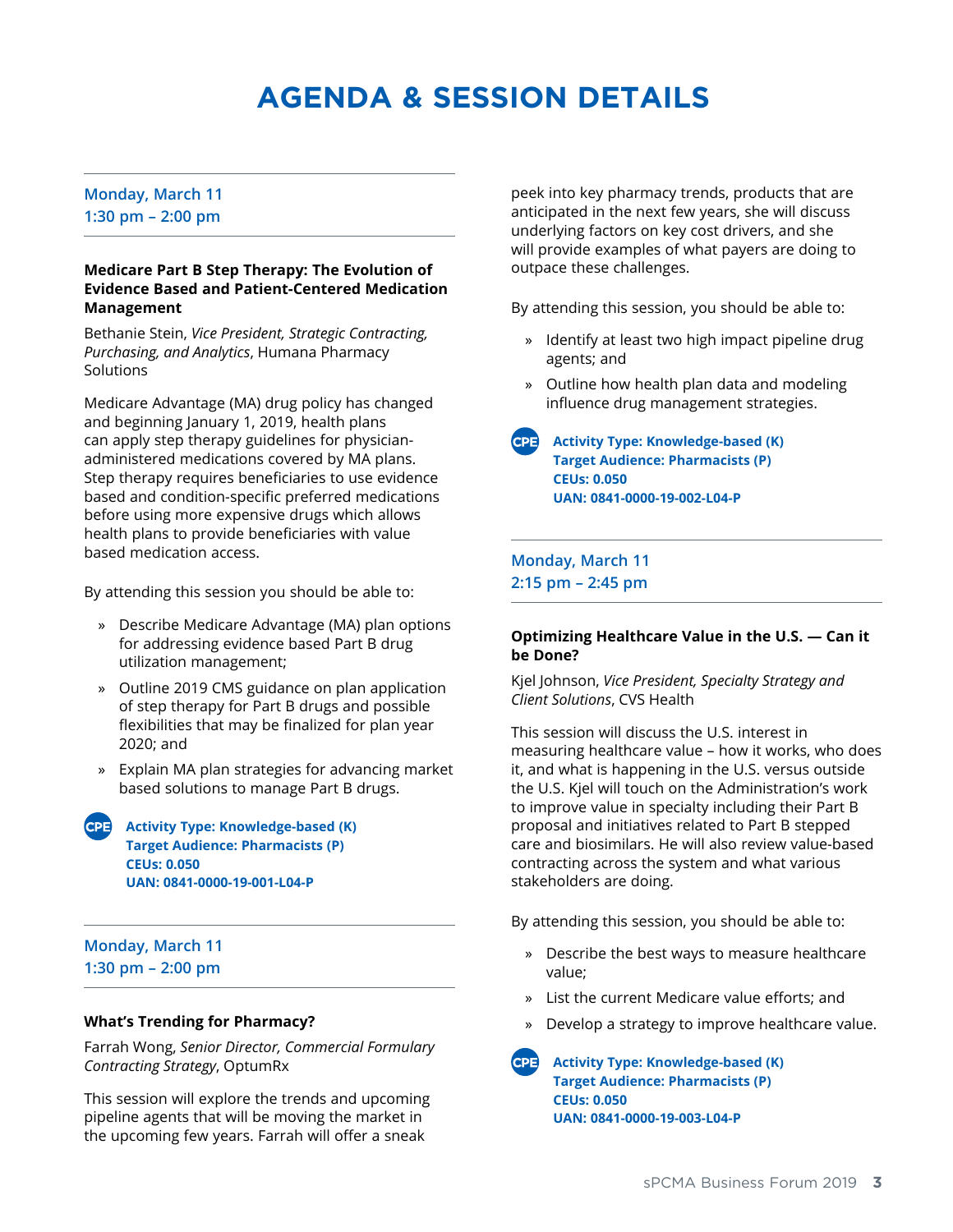# AGENDA & SESSION DETAILS

**Monday, March 11**
**1:30 pm – 2:00 pm**

### Medicare Part B Step Therapy: The Evolution of Evidence Based and Patient-Centered Medication Management

Bethanie Stein, *Vice President, Strategic Contracting, Purchasing, and Analytics*, Humana Pharmacy Solutions

Medicare Advantage (MA) drug policy has changed and beginning January 1, 2019, health plans can apply step therapy guidelines for physician-administered medications covered by MA plans. Step therapy requires beneficiaries to use evidence based and condition-specific preferred medications before using more expensive drugs which allows health plans to provide beneficiaries with value based medication access.

By attending this session you should be able to:

- Describe Medicare Advantage (MA) plan options for addressing evidence based Part B drug utilization management;
- Outline 2019 CMS guidance on plan application of step therapy for Part B drugs and possible flexibilities that may be finalized for plan year 2020; and
- Explain MA plan strategies for advancing market based solutions to manage Part B drugs.

CPE
**Activity Type: Knowledge-based (K)**
**Target Audience: Pharmacists (P)**
**CEUs: 0.050**
**UAN: 0841-0000-19-001-L04-P**

**Monday, March 11**
**1:30 pm – 2:00 pm**

### What's Trending for Pharmacy?

Farrah Wong, *Senior Director, Commercial Formulary Contracting Strategy*, OptumRx

This session will explore the trends and upcoming pipeline agents that will be moving the market in the upcoming few years. Farrah will offer a sneak peek into key pharmacy trends, products that are anticipated in the next few years, she will discuss underlying factors on key cost drivers, and she will provide examples of what payers are doing to outpace these challenges.

By attending this session, you should be able to:

- Identify at least two high impact pipeline drug agents; and
- Outline how health plan data and modeling influence drug management strategies.

CPE
**Activity Type: Knowledge-based (K)**
**Target Audience: Pharmacists (P)**
**CEUs: 0.050**
**UAN: 0841-0000-19-002-L04-P**

**Monday, March 11**
**2:15 pm – 2:45 pm**

### Optimizing Healthcare Value in the U.S. — Can it be Done?

Kjel Johnson, *Vice President, Specialty Strategy and Client Solutions*, CVS Health

This session will discuss the U.S. interest in measuring healthcare value – how it works, who does it, and what is happening in the U.S. versus outside the U.S. Kjel will touch on the Administration's work to improve value in specialty including their Part B proposal and initiatives related to Part B stepped care and biosimilars. He will also review value-based contracting across the system and what various stakeholders are doing.

By attending this session, you should be able to:

- Describe the best ways to measure healthcare value;
- List the current Medicare value efforts; and
- Develop a strategy to improve healthcare value.

CPE
**Activity Type: Knowledge-based (K)**
**Target Audience: Pharmacists (P)**
**CEUs: 0.050**
**UAN: 0841-0000-19-003-L04-P**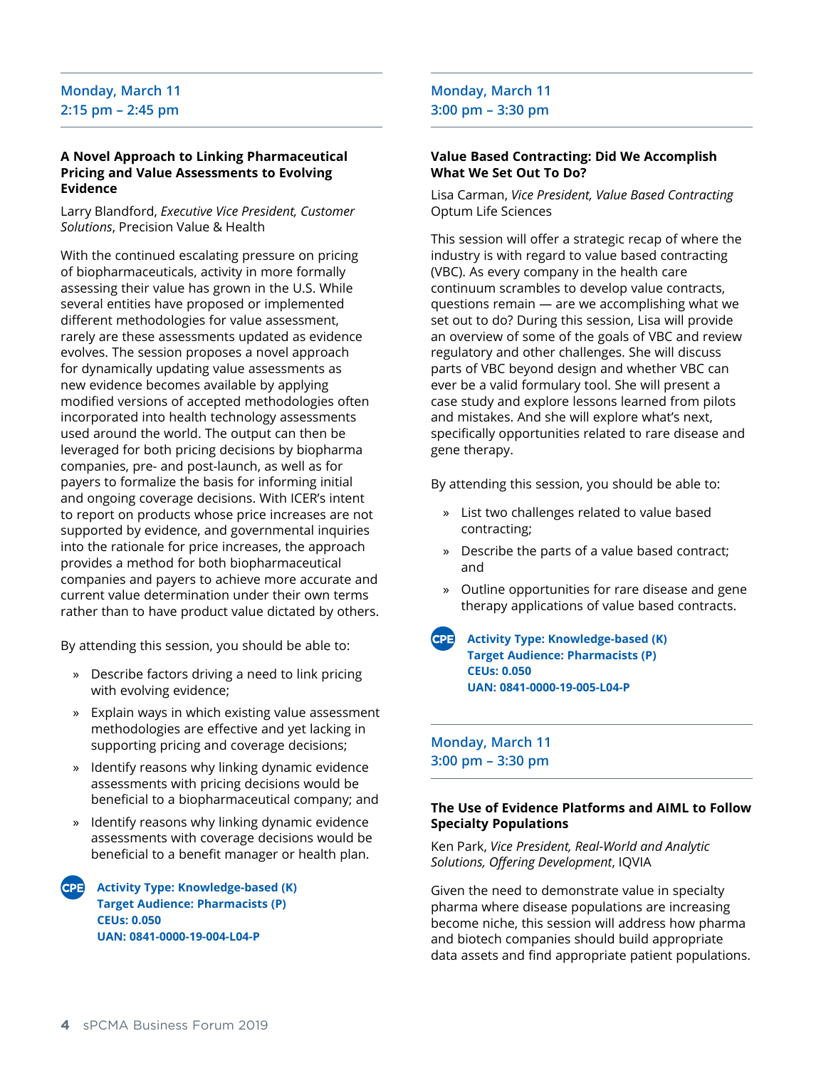Monday, March 11
2:15 pm – 2:45 pm

### A Novel Approach to Linking Pharmaceutical Pricing and Value Assessments to Evolving Evidence

Larry Blandford, *Executive Vice President, Customer Solutions*, Precision Value & Health

With the continued escalating pressure on pricing of biopharmaceuticals, activity in more formally assessing their value has grown in the U.S. While several entities have proposed or implemented different methodologies for value assessment, rarely are these assessments updated as evidence evolves. The session proposes a novel approach for dynamically updating value assessments as new evidence becomes available by applying modified versions of accepted methodologies often incorporated into health technology assessments used around the world. The output can then be leveraged for both pricing decisions by biopharma companies, pre- and post-launch, as well as for payers to formalize the basis for informing initial and ongoing coverage decisions. With ICER's intent to report on products whose price increases are not supported by evidence, and governmental inquiries into the rationale for price increases, the approach provides a method for both biopharmaceutical companies and payers to achieve more accurate and current value determination under their own terms rather than to have product value dictated by others.

By attending this session, you should be able to:

- Describe factors driving a need to link pricing with evolving evidence;
- Explain ways in which existing value assessment methodologies are effective and yet lacking in supporting pricing and coverage decisions;
- Identify reasons why linking dynamic evidence assessments with pricing decisions would be beneficial to a biopharmaceutical company; and
- Identify reasons why linking dynamic evidence assessments with coverage decisions would be beneficial to a benefit manager or health plan.

CPE
**Activity Type: Knowledge-based (K)**
**Target Audience: Pharmacists (P)**
**CEUs: 0.050**
**UAN: 0841-0000-19-004-L04-P**

Monday, March 11
3:00 pm – 3:30 pm

### Value Based Contracting: Did We Accomplish What We Set Out To Do?

Lisa Carman, *Vice President, Value Based Contracting*
Optum Life Sciences

This session will offer a strategic recap of where the industry is with regard to value based contracting (VBC). As every company in the health care continuum scrambles to develop value contracts, questions remain — are we accomplishing what we set out to do? During this session, Lisa will provide an overview of some of the goals of VBC and review regulatory and other challenges. She will discuss parts of VBC beyond design and whether VBC can ever be a valid formulary tool. She will present a case study and explore lessons learned from pilots and mistakes. And she will explore what's next, specifically opportunities related to rare disease and gene therapy.

By attending this session, you should be able to:

- List two challenges related to value based contracting;
- Describe the parts of a value based contract; and
- Outline opportunities for rare disease and gene therapy applications of value based contracts.

CPE
**Activity Type: Knowledge-based (K)**
**Target Audience: Pharmacists (P)**
**CEUs: 0.050**
**UAN: 0841-0000-19-005-L04-P**

Monday, March 11
3:00 pm – 3:30 pm

### The Use of Evidence Platforms and AIML to Follow Specialty Populations

Ken Park, *Vice President, Real-World and Analytic Solutions, Offering Development*, IQVIA

Given the need to demonstrate value in specialty pharma where disease populations are increasing become niche, this session will address how pharma and biotech companies should build appropriate data assets and find appropriate patient populations.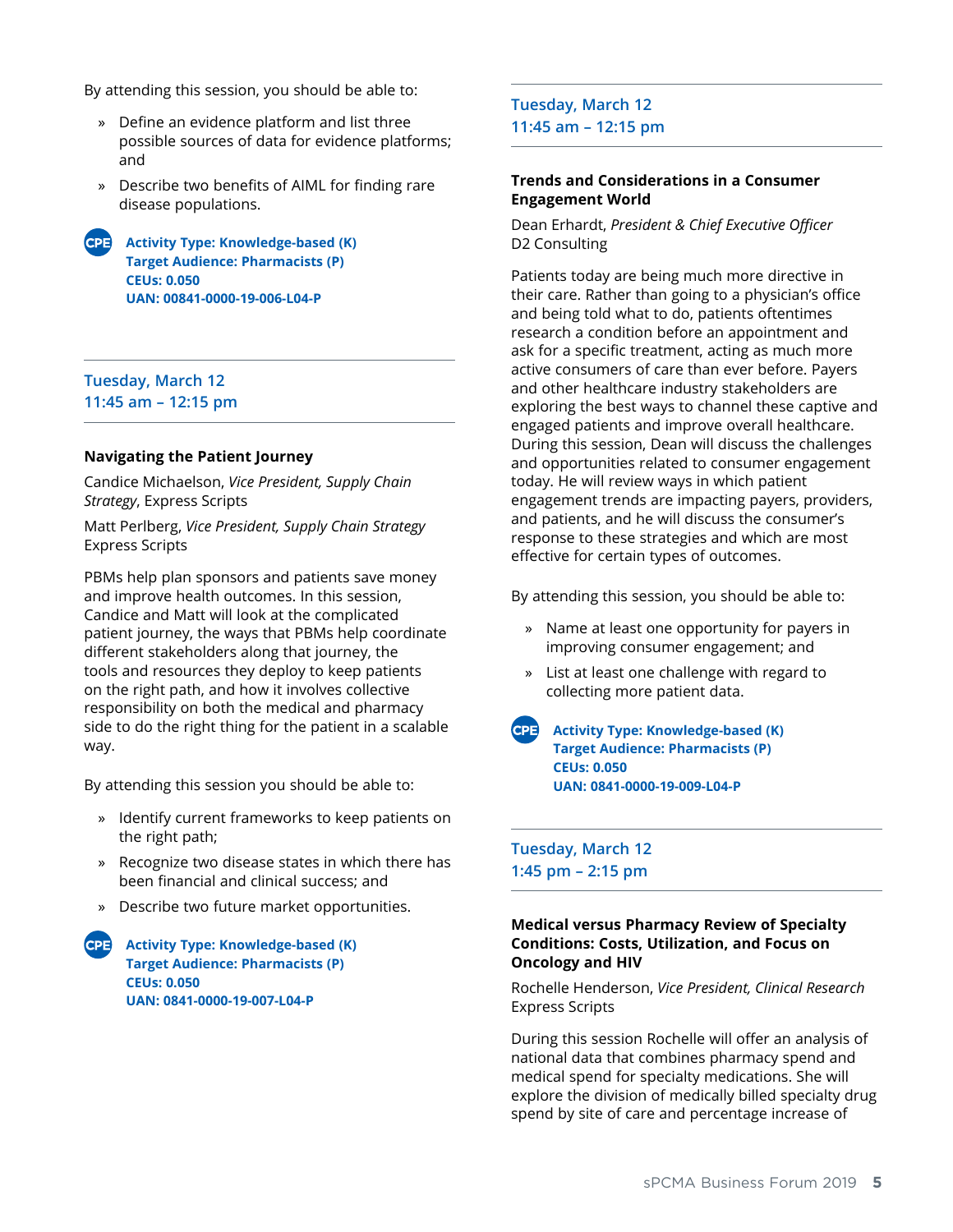By attending this session, you should be able to:

- Define an evidence platform and list three possible sources of data for evidence platforms; and
- Describe two benefits of AIML for finding rare disease populations.

CPE **Activity Type: Knowledge-based (K)**
**Target Audience: Pharmacists (P)**
**CEUs: 0.050**
**UAN: 00841-0000-19-006-L04-P**

---

Tuesday, March 12
11:45 am – 12:15 pm

---

### Navigating the Patient Journey

Candice Michaelson, *Vice President, Supply Chain Strategy*, Express Scripts

Matt Perlberg, *Vice President, Supply Chain Strategy*
Express Scripts

PBMs help plan sponsors and patients save money and improve health outcomes. In this session, Candice and Matt will look at the complicated patient journey, the ways that PBMs help coordinate different stakeholders along that journey, the tools and resources they deploy to keep patients on the right path, and how it involves collective responsibility on both the medical and pharmacy side to do the right thing for the patient in a scalable way.

By attending this session you should be able to:

- Identify current frameworks to keep patients on the right path;
- Recognize two disease states in which there has been financial and clinical success; and
- Describe two future market opportunities.

CPE **Activity Type: Knowledge-based (K)**
**Target Audience: Pharmacists (P)**
**CEUs: 0.050**
**UAN: 0841-0000-19-007-L04-P**

---

Tuesday, March 12
11:45 am – 12:15 pm

---

### Trends and Considerations in a Consumer Engagement World

Dean Erhardt, *President & Chief Executive Officer*
D2 Consulting

Patients today are being much more directive in their care. Rather than going to a physician's office and being told what to do, patients oftentimes research a condition before an appointment and ask for a specific treatment, acting as much more active consumers of care than ever before. Payers and other healthcare industry stakeholders are exploring the best ways to channel these captive and engaged patients and improve overall healthcare. During this session, Dean will discuss the challenges and opportunities related to consumer engagement today. He will review ways in which patient engagement trends are impacting payers, providers, and patients, and he will discuss the consumer's response to these strategies and which are most effective for certain types of outcomes.

By attending this session, you should be able to:

- Name at least one opportunity for payers in improving consumer engagement; and
- List at least one challenge with regard to collecting more patient data.

CPE **Activity Type: Knowledge-based (K)**
**Target Audience: Pharmacists (P)**
**CEUs: 0.050**
**UAN: 0841-0000-19-009-L04-P**

---

Tuesday, March 12
1:45 pm – 2:15 pm

---

### Medical versus Pharmacy Review of Specialty Conditions: Costs, Utilization, and Focus on Oncology and HIV

Rochelle Henderson, *Vice President, Clinical Research*
Express Scripts

During this session Rochelle will offer an analysis of national data that combines pharmacy spend and medical spend for specialty medications. She will explore the division of medically billed specialty drug spend by site of care and percentage increase of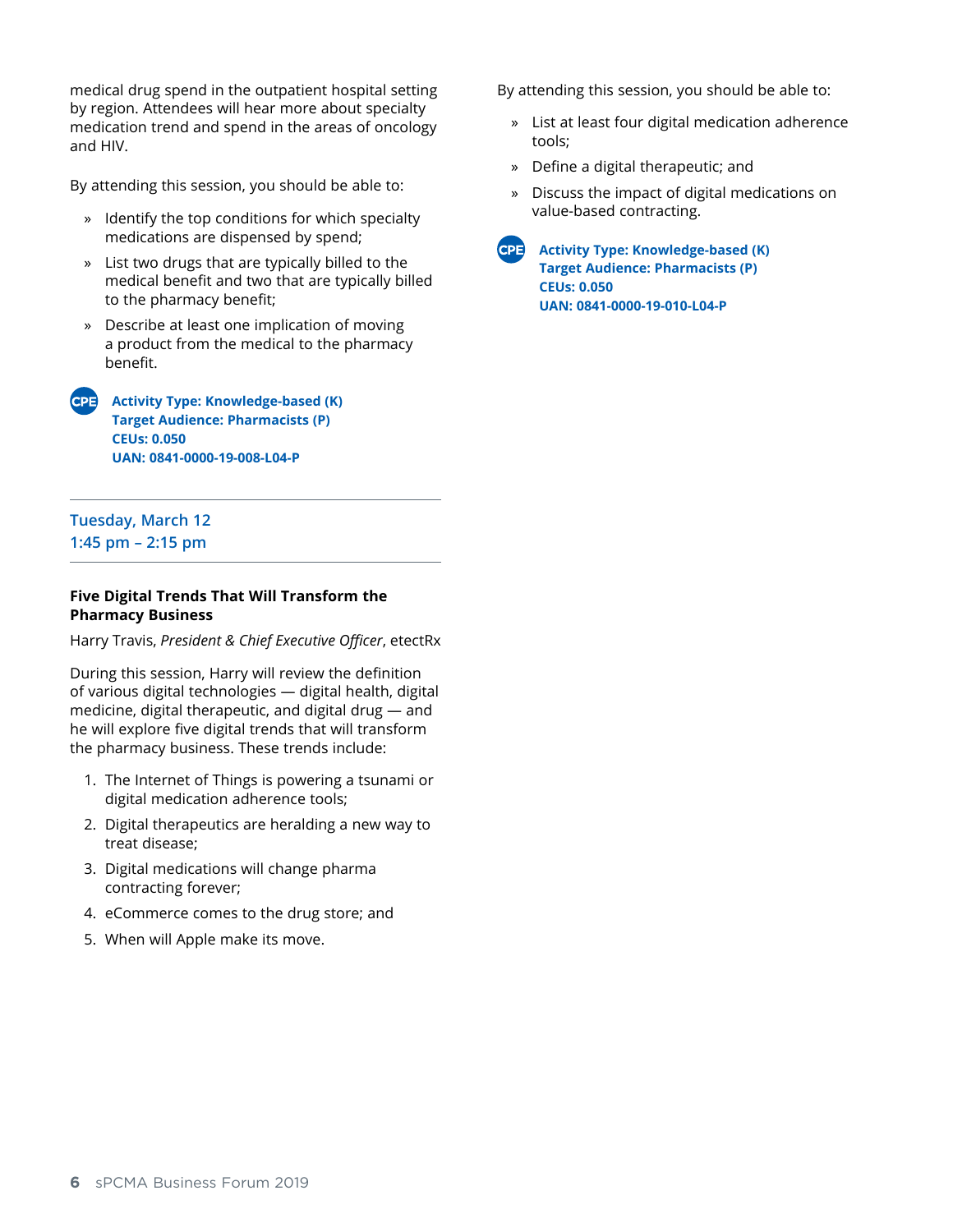medical drug spend in the outpatient hospital setting by region. Attendees will hear more about specialty medication trend and spend in the areas of oncology and HIV.

By attending this session, you should be able to:

» Identify the top conditions for which specialty medications are dispensed by spend;

» List two drugs that are typically billed to the medical benefit and two that are typically billed to the pharmacy benefit;

» Describe at least one implication of moving a product from the medical to the pharmacy benefit.

CPE **Activity Type: Knowledge-based (K)**
**Target Audience: Pharmacists (P)**
**CEUs: 0.050**
**UAN: 0841-0000-19-008-L04-P**

---

Tuesday, March 12
1:45 pm – 2:15 pm

---

**Five Digital Trends That Will Transform the Pharmacy Business**

Harry Travis, *President & Chief Executive Officer*, etectRx

During this session, Harry will review the definition of various digital technologies — digital health, digital medicine, digital therapeutic, and digital drug — and he will explore five digital trends that will transform the pharmacy business. These trends include:

1. The Internet of Things is powering a tsunami or digital medication adherence tools;
2. Digital therapeutics are heralding a new way to treat disease;
3. Digital medications will change pharma contracting forever;
4. eCommerce comes to the drug store; and
5. When will Apple make its move.

By attending this session, you should be able to:

» List at least four digital medication adherence tools;

» Define a digital therapeutic; and

» Discuss the impact of digital medications on value-based contracting.

CPE **Activity Type: Knowledge-based (K)**
**Target Audience: Pharmacists (P)**
**CEUs: 0.050**
**UAN: 0841-0000-19-010-L04-P**